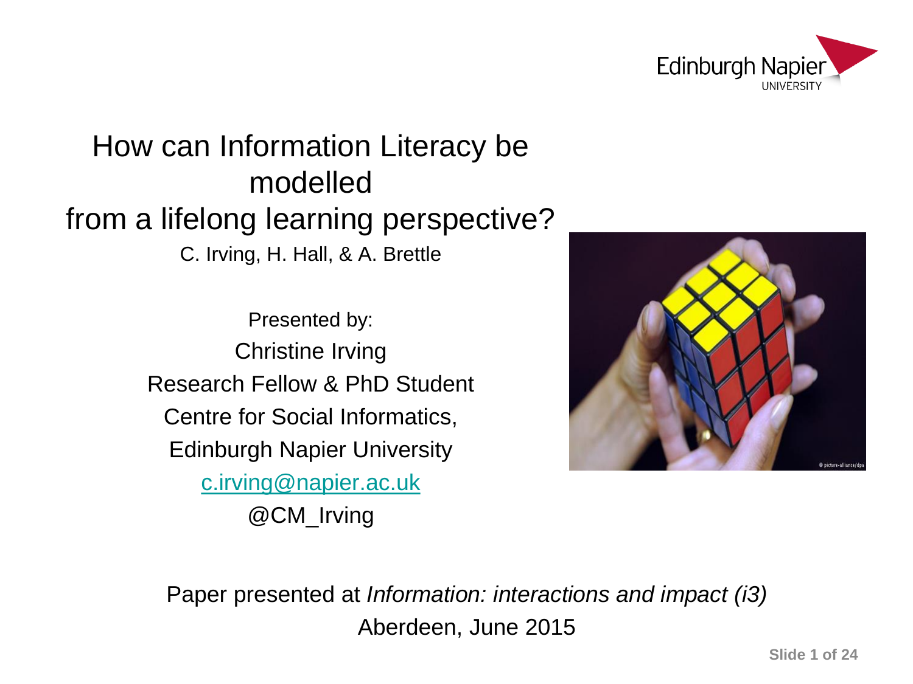Edinburgh Napier UNIVERSITY

# How can Information Literacy be modelled from a lifelong learning perspective?

C. Irving, H. Hall, & A. Brettle

Presented by:
Christine Irving
Research Fellow & PhD Student
Centre for Social Informatics,
Edinburgh Napier University
c.irving@napier.ac.uk
@CM_Irving

Paper presented at *Information: interactions and impact (i3)*
Aberdeen, June 2015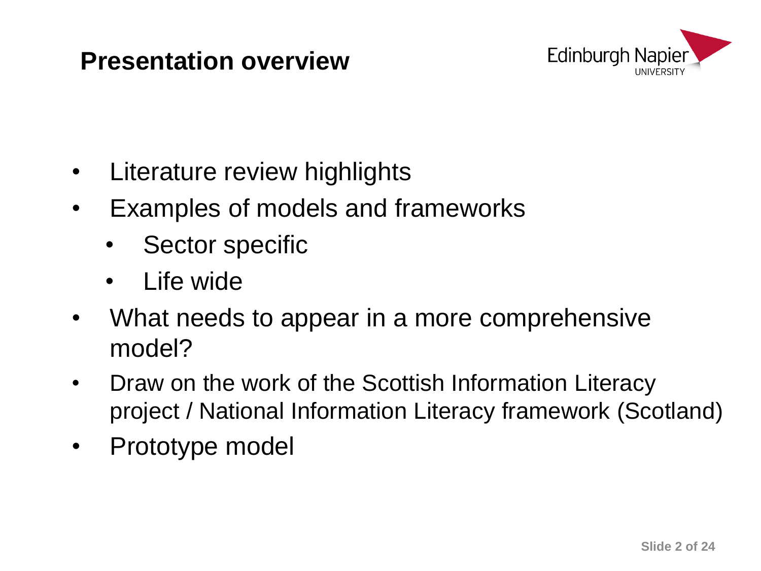# Presentation overview

- Literature review highlights
- Examples of models and frameworks
  - Sector specific
  - Life wide
- What needs to appear in a more comprehensive model?
- Draw on the work of the Scottish Information Literacy project / National Information Literacy framework (Scotland)
- Prototype model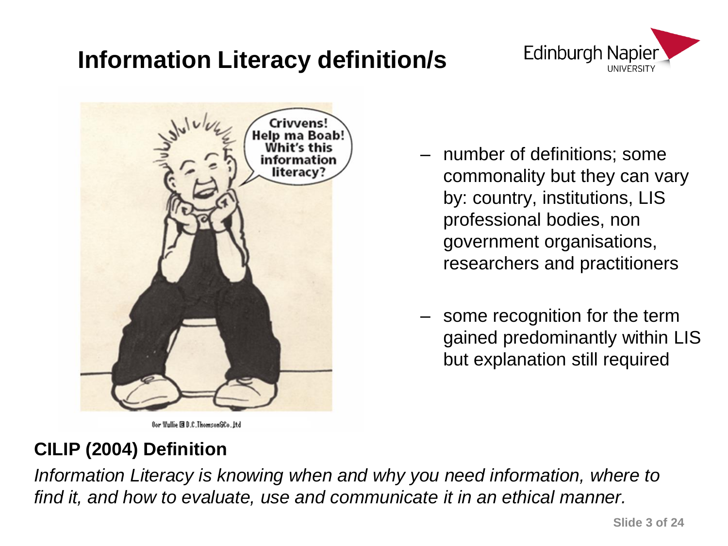# Information Literacy definition/s

- number of definitions; some commonality but they can vary by: country, institutions, LIS professional bodies, non government organisations, researchers and practitioners
- some recognition for the term gained predominantly within LIS but explanation still required

Oor Wullie © D.C.Thomson&Co.Ltd

**CILIP (2004) Definition**

*Information Literacy is knowing when and why you need information, where to find it, and how to evaluate, use and communicate it in an ethical manner.*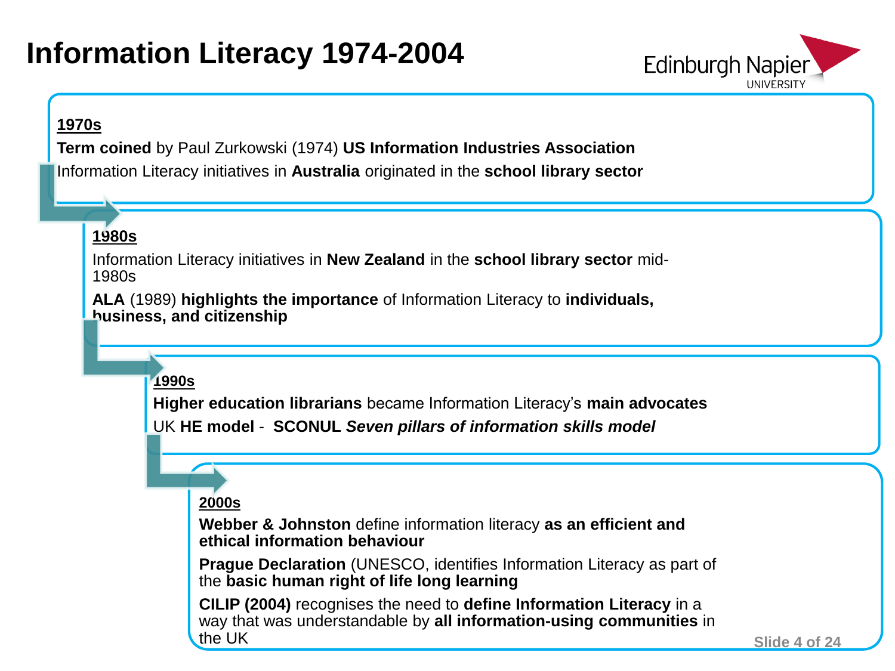# Information Literacy 1974-2004

**1970s**

**Term coined** by Paul Zurkowski (1974) **US Information Industries Association**

Information Literacy initiatives in **Australia** originated in the **school library sector**

**1980s**

Information Literacy initiatives in **New Zealand** in the **school library sector** mid-1980s

**ALA** (1989) **highlights the importance** of Information Literacy to **individuals, business, and citizenship**

**1990s**

**Higher education librarians** became Information Literacy's **main advocates**

UK **HE model** - **SCONUL** ***Seven pillars of information skills model***

**2000s**

**Webber & Johnston** define information literacy **as an efficient and ethical information behaviour**

**Prague Declaration** (UNESCO, identifies Information Literacy as part of the **basic human right of life long learning**

**CILIP (2004)** recognises the need to **define Information Literacy** in a way that was understandable by **all information-using communities** in the UK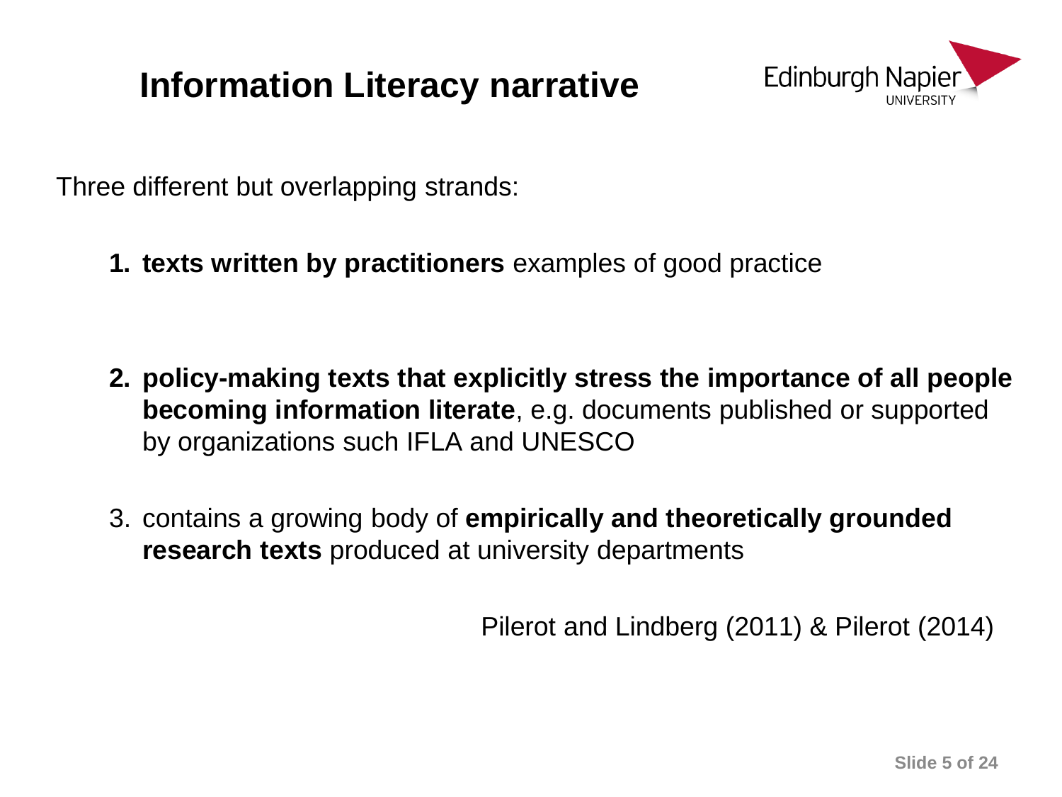# Information Literacy narrative

Three different but overlapping strands:

1. **texts written by practitioners** examples of good practice

2. **policy-making texts that explicitly stress the importance of all people becoming information literate**, e.g. documents published or supported by organizations such IFLA and UNESCO

3. contains a growing body of **empirically and theoretically grounded research texts** produced at university departments

Pilerot and Lindberg (2011) & Pilerot (2014)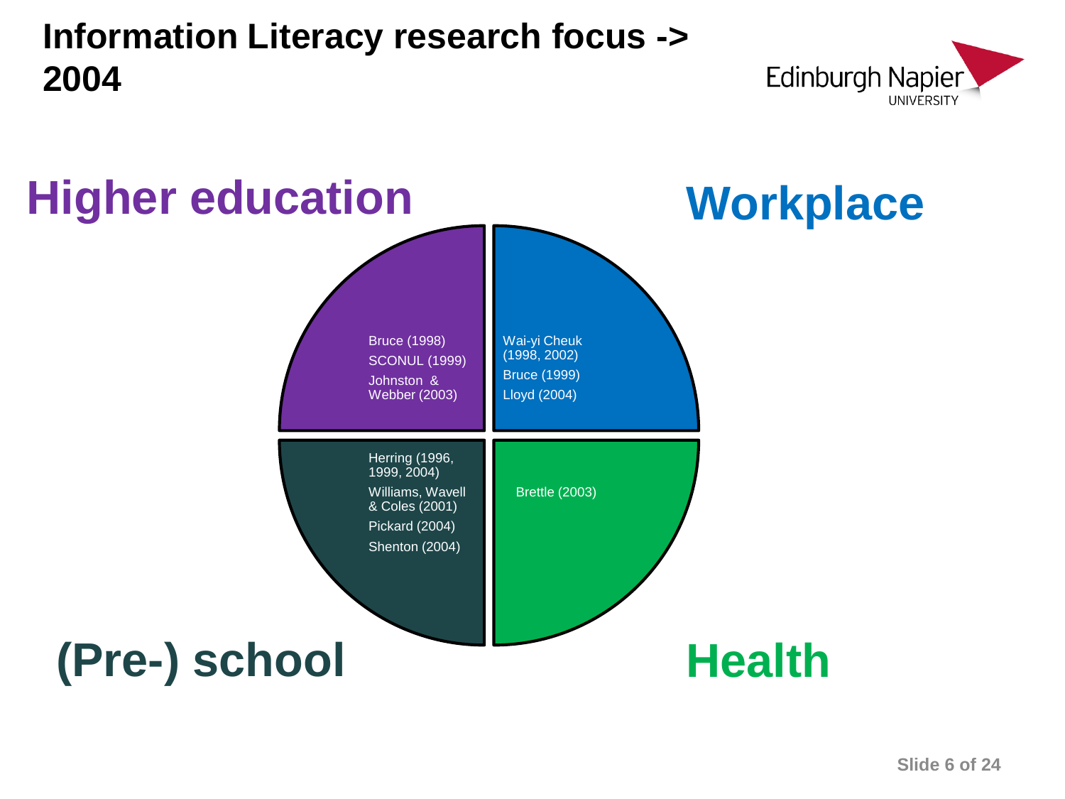# Information Literacy research focus -> 2004

## Higher education

- Bruce (1998)
- SCONUL (1999)
- Johnston & Webber (2003)

## Workplace

- Wai-yi Cheuk (1998, 2002)
- Bruce (1999)
- Lloyd (2004)

## (Pre-) school

- Herring (1996, 1999, 2004)
- Williams, Wavell & Coles (2001)
- Pickard (2004)
- Shenton (2004)

## Health

- Brettle (2003)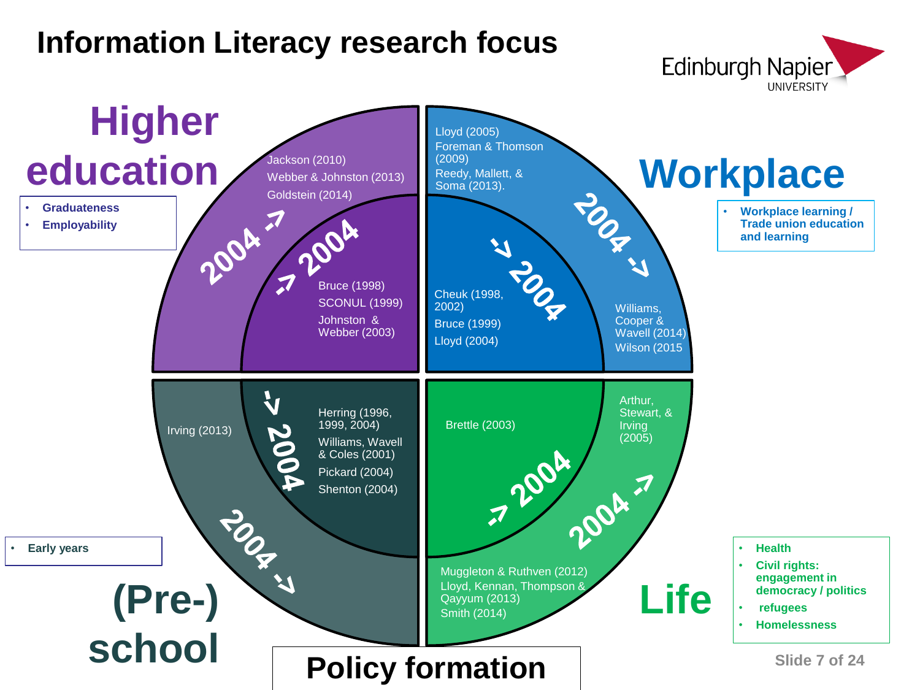# Information Literacy research focus

Edinburgh Napier UNIVERSITY

## Higher education

- Graduateness
- Employability

**-> 2004**

Bruce (1998)
SCONUL (1999)
Johnston & Webber (2003)

**2004 ->**

Jackson (2010)
Webber & Johnston (2013)
Goldstein (2014)

## Workplace

- Workplace learning / Trade union education and learning

**-> 2004**

Cheuk (1998, 2002)
Bruce (1999)
Lloyd (2004)

**2004 ->**

Lloyd (2005)
Foreman & Thomson (2009)
Reedy, Mallett, & Soma (2013).
Williams, Cooper & Wavell (2014)
Wilson (2015

## (Pre-) school

- Early years

**-> 2004**

Herring (1996, 1999, 2004)
Williams, Wavell & Coles (2001)
Pickard (2004)
Shenton (2004)

**2004 ->**

Irving (2013)

## Life

- Health
- Civil rights: engagement in democracy / politics
- refugees
- Homelessness

**-> 2004**

Brettle (2003)

**2004 ->**

Arthur, Stewart, & Irving (2005)
Muggleton & Ruthven (2012)
Lloyd, Kennan, Thompson & Qayyum (2013)
Smith (2014)

## Policy formation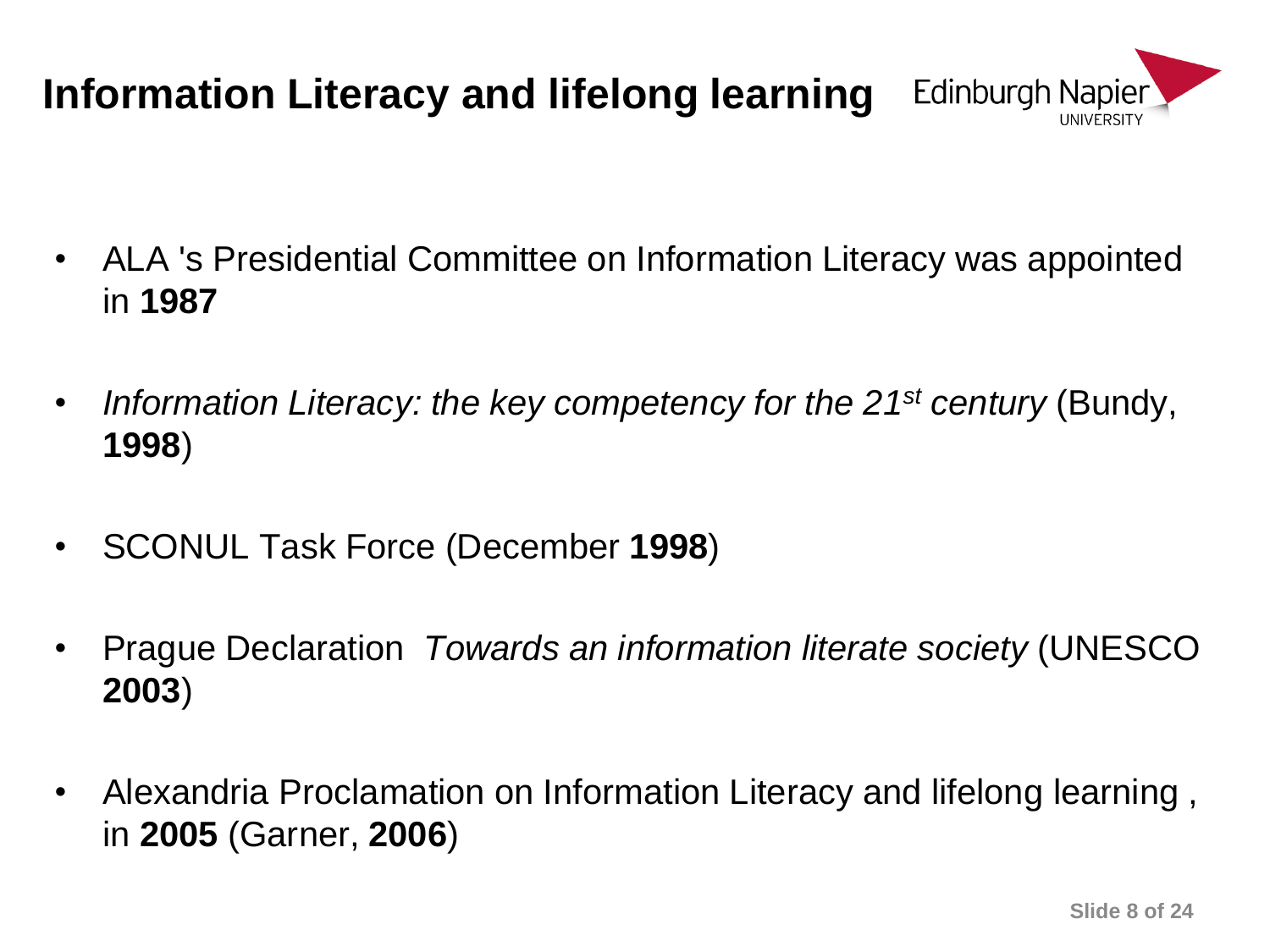# Information Literacy and lifelong learning

- ALA 's Presidential Committee on Information Literacy was appointed in **1987**
- *Information Literacy: the key competency for the 21$^{st}$ century* (Bundy, **1998**)
- SCONUL Task Force (December **1998**)
- Prague Declaration *Towards an information literate society* (UNESCO **2003**)
- Alexandria Proclamation on Information Literacy and lifelong learning , in **2005** (Garner, **2006**)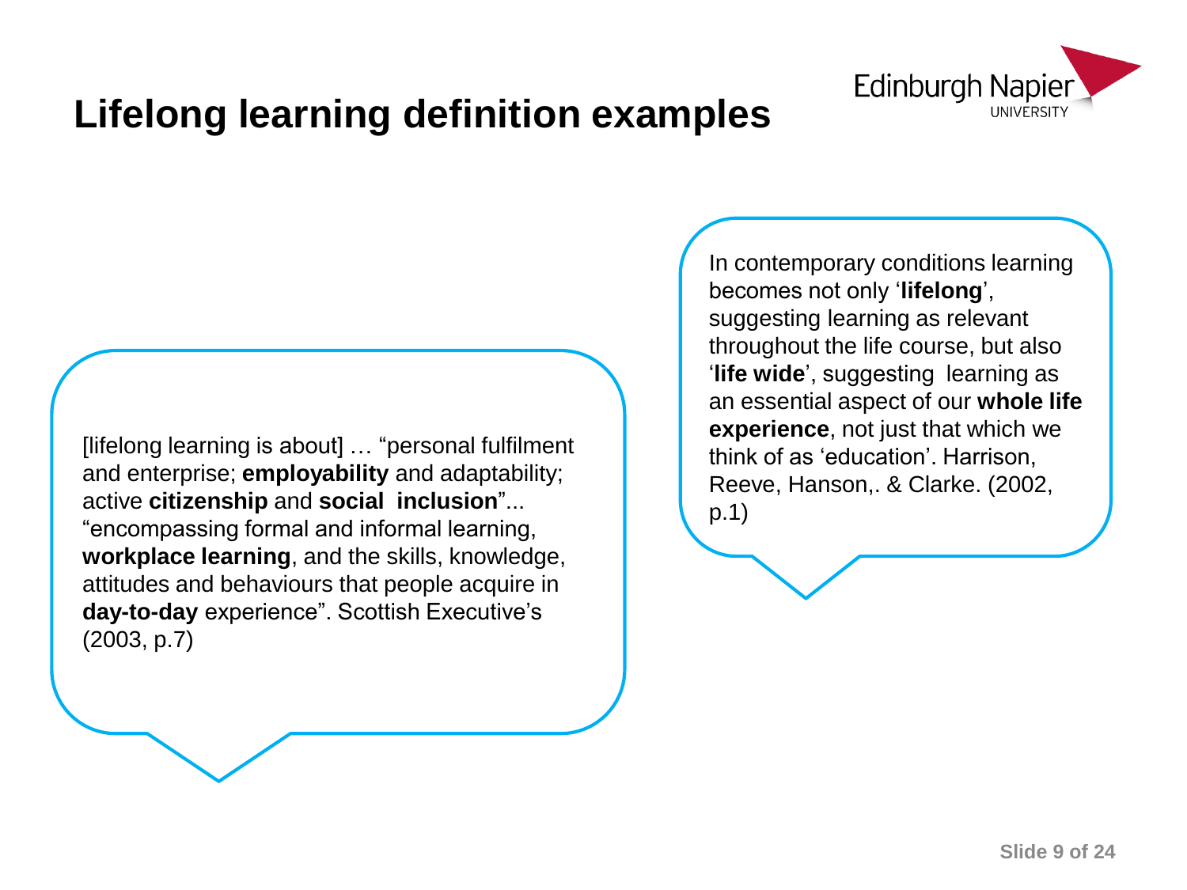# Lifelong learning definition examples

[lifelong learning is about] … "personal fulfilment and enterprise; **employability** and adaptability; active **citizenship** and **social inclusion**"... "encompassing formal and informal learning, **workplace learning**, and the skills, knowledge, attitudes and behaviours that people acquire in **day-to-day** experience". Scottish Executive's (2003, p.7)

In contemporary conditions learning becomes not only '**lifelong**', suggesting learning as relevant throughout the life course, but also '**life wide**', suggesting learning as an essential aspect of our **whole life experience**, not just that which we think of as 'education'. Harrison, Reeve, Hanson,. & Clarke. (2002, p.1)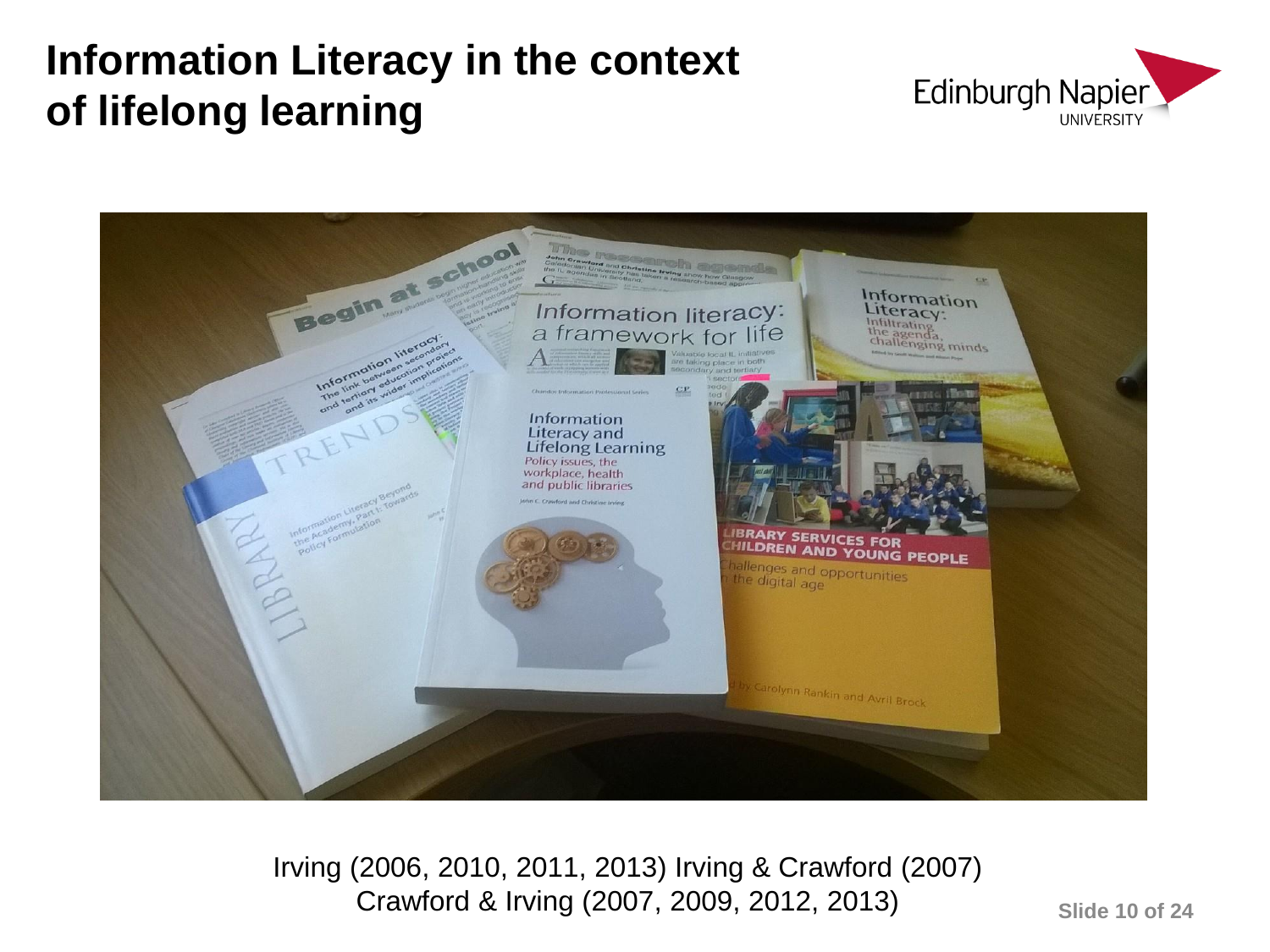# Information Literacy in the context of lifelong learning

Irving (2006, 2010, 2011, 2013) Irving & Crawford (2007)
Crawford & Irving (2007, 2009, 2012, 2013)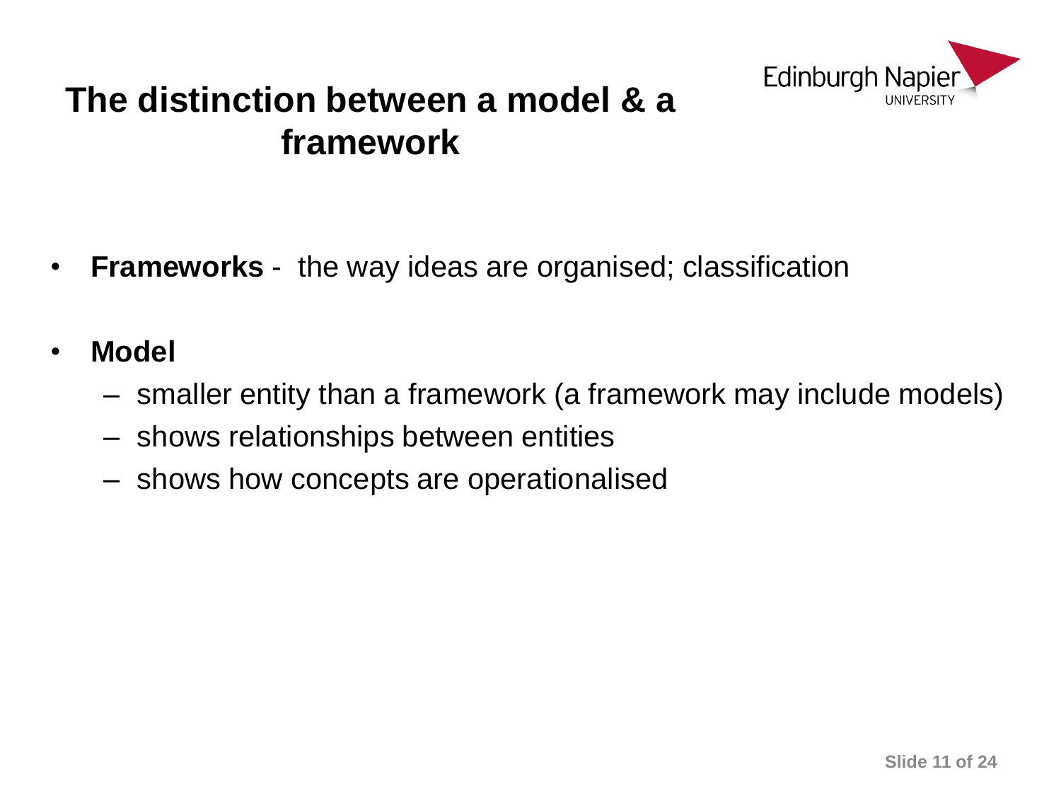# The distinction between a model & a framework

- **Frameworks** - the way ideas are organised; classification
- **Model**
  - smaller entity than a framework (a framework may include models)
  - shows relationships between entities
  - shows how concepts are operationalised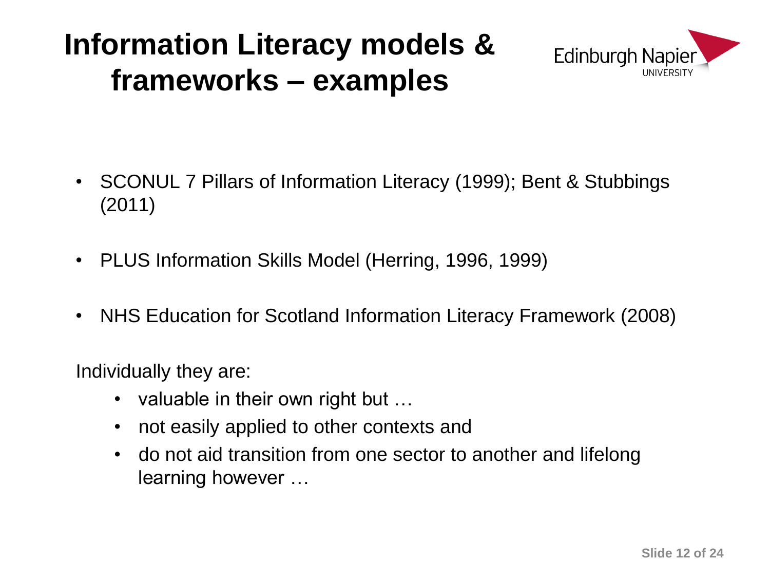# Information Literacy models & frameworks – examples

- SCONUL 7 Pillars of Information Literacy (1999); Bent & Stubbings (2011)
- PLUS Information Skills Model (Herring, 1996, 1999)
- NHS Education for Scotland Information Literacy Framework (2008)

Individually they are:

- valuable in their own right but …
- not easily applied to other contexts and
- do not aid transition from one sector to another and lifelong learning however …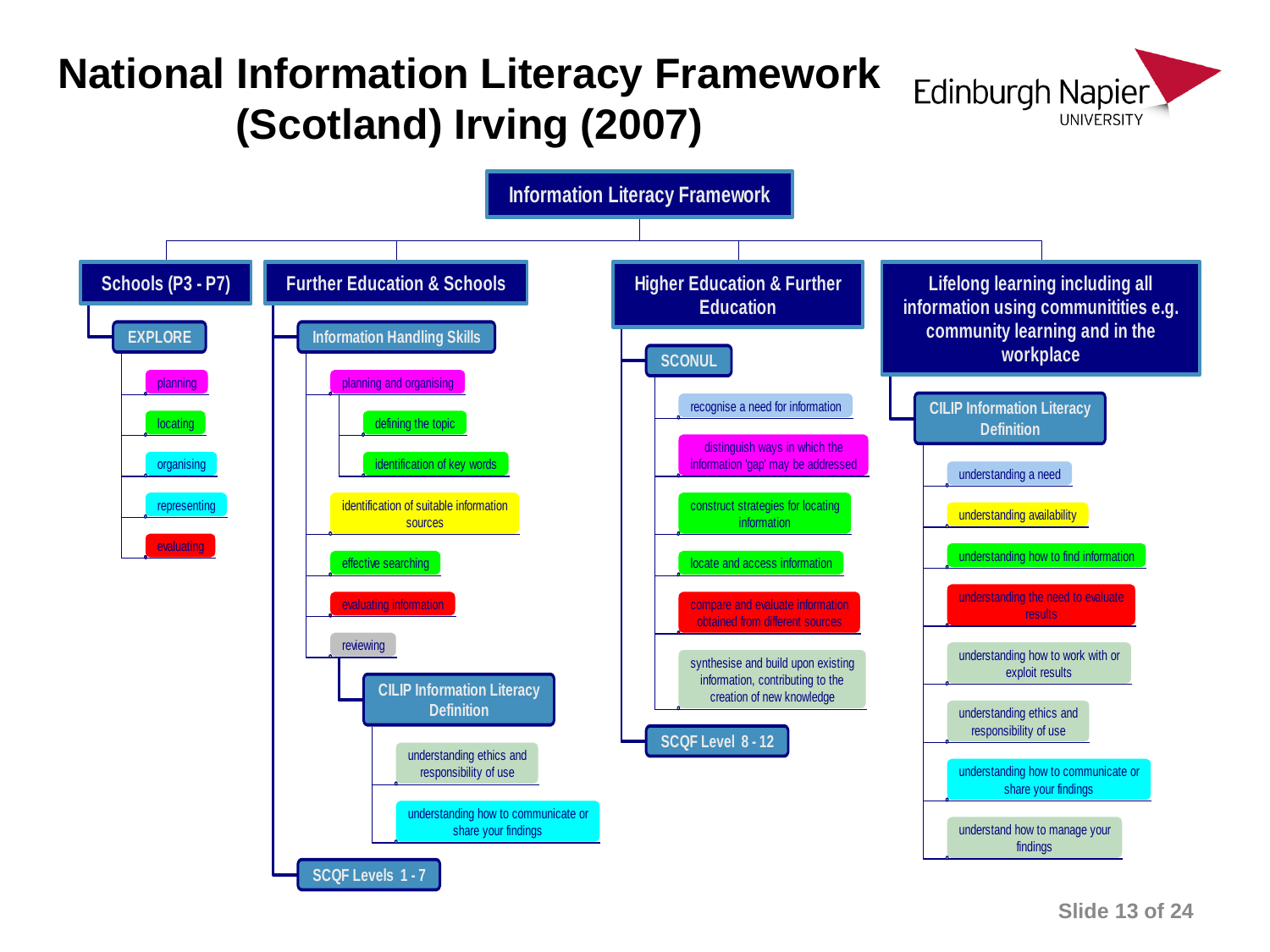# National Information Literacy Framework (Scotland) Irving (2007)

Edinburgh Napier UNIVERSITY

## Information Literacy Framework

### Schools (P3 - P7)

- **EXPLORE**
  - planning
  - locating
  - organising
  - representing
  - evaluating

### Further Education & Schools

- **Information Handling Skills**
  - planning and organising
    - defining the topic
    - identification of key words
  - identification of suitable information sources
  - effective searching
  - evaluating information
  - reviewing
    - **CILIP Information Literacy Definition**
      - understanding ethics and responsibility of use
      - understanding how to communicate or share your findings
- **SCQF Levels 1 - 7**

### Higher Education & Further Education

- **SCONUL**
  - recognise a need for information
  - distinguish ways in which the information 'gap' may be addressed
  - construct strategies for locating information
  - locate and access information
  - compare and evaluate information obtained from different sources
  - synthesise and build upon existing information, contributing to the creation of new knowledge
- **SCQF Level 8 - 12**

### Lifelong learning including all information using communitities e.g. community learning and in the workplace

- **CILIP Information Literacy Definition**
  - understanding a need
  - understanding availability
  - understanding how to find information
  - understanding the need to evaluate results
  - understanding how to work with or exploit results
  - understanding ethics and responsibility of use
  - understanding how to communicate or share your findings
  - understand how to manage your findings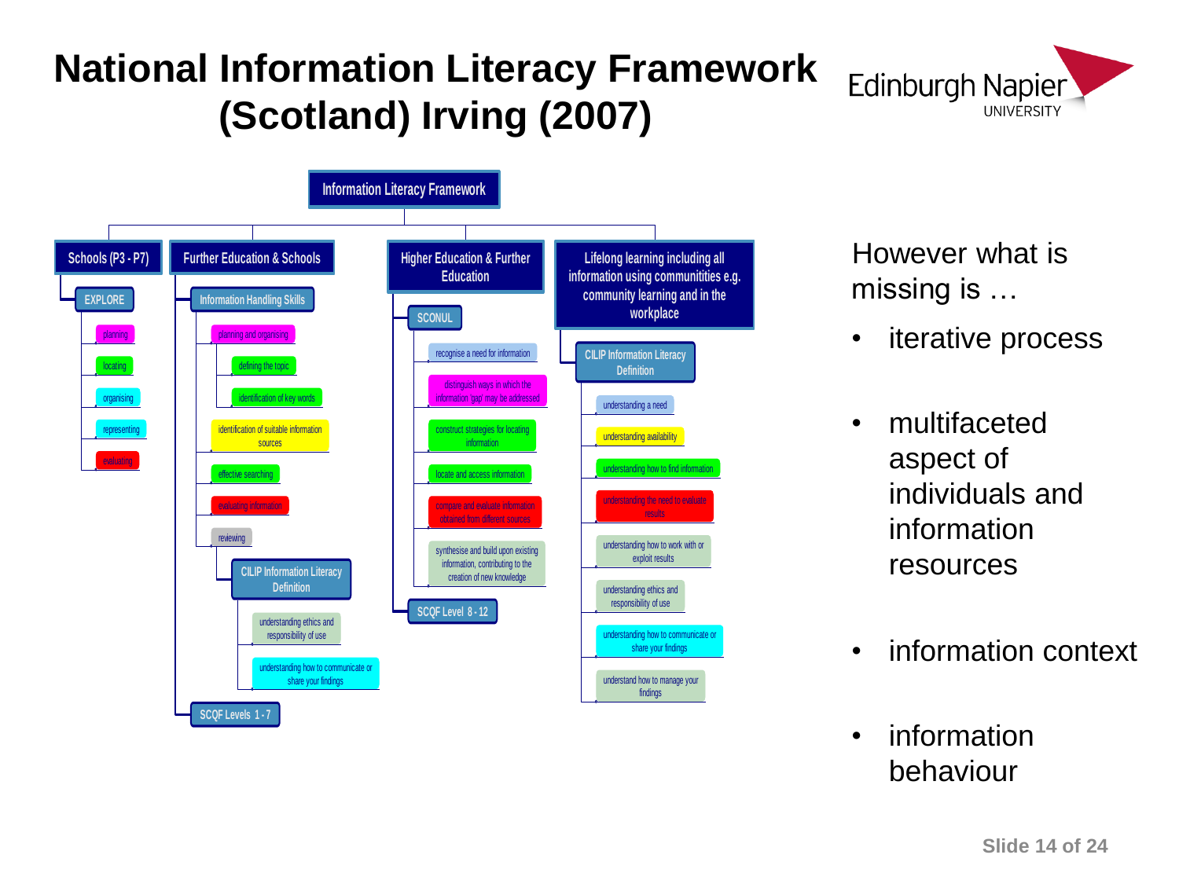# National Information Literacy Framework (Scotland) Irving (2007)

**Information Literacy Framework**

- **Schools (P3 - P7)**
  - EXPLORE
    - planning
    - locating
    - organising
    - representing
    - evaluating
- **Further Education & Schools**
  - Information Handling Skills
    - planning and organising
      - defining the topic
      - identification of key words
    - identification of suitable information sources
    - effective searching
    - evaluating information
    - reviewing
      - CILIP Information Literacy Definition
        - understanding ethics and responsibility of use
        - understanding how to communicate or share your findings
  - SCQF Levels 1 - 7
- **Higher Education & Further Education**
  - SCONUL
    - recognise a need for information
    - distinguish ways in which the information 'gap' may be addressed
    - construct strategies for locating information
    - locate and access information
    - compare and evaluate information obtained from different sources
    - synthesise and build upon existing information, contributing to the creation of new knowledge
  - SCQF Level 8 - 12
- **Lifelong learning including all information using communitities e.g. community learning and in the workplace**
  - CILIP Information Literacy Definition
    - understanding a need
    - understanding availability
    - understanding how to find information
    - understanding the need to evaluate results
    - understanding how to work with or exploit results
    - understanding ethics and responsibility of use
    - understanding how to communicate or share your findings
    - understand how to manage your findings

However what is missing is …

- iterative process
- multifaceted aspect of individuals and information resources
- information context
- information behaviour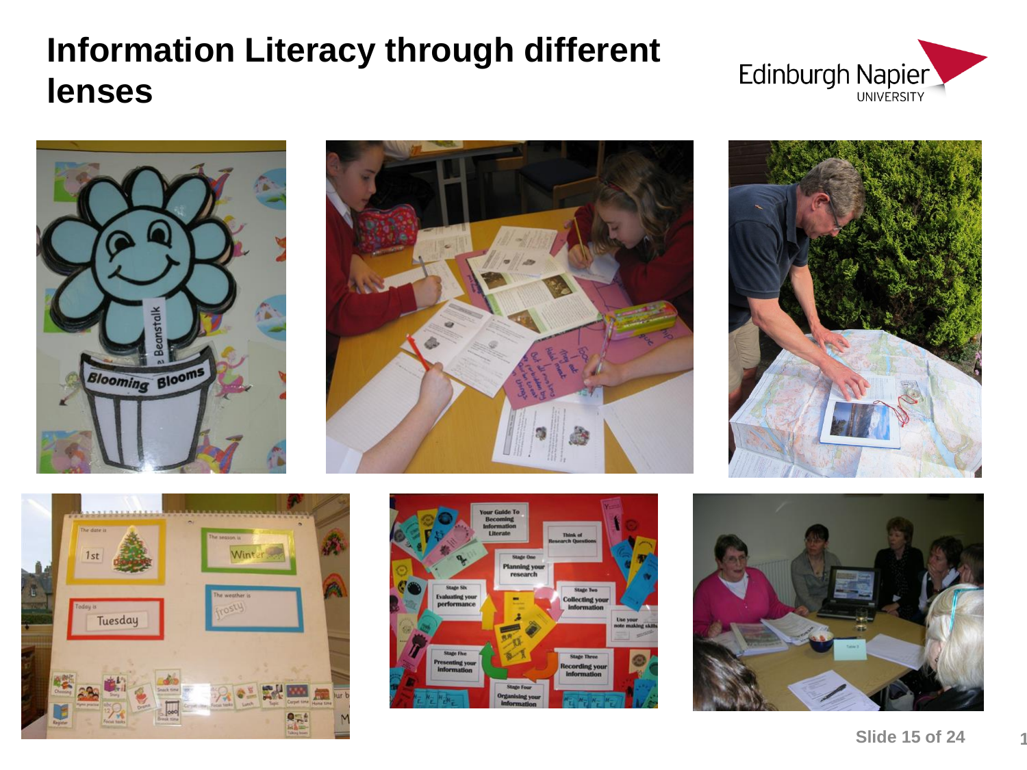# Information Literacy through different lenses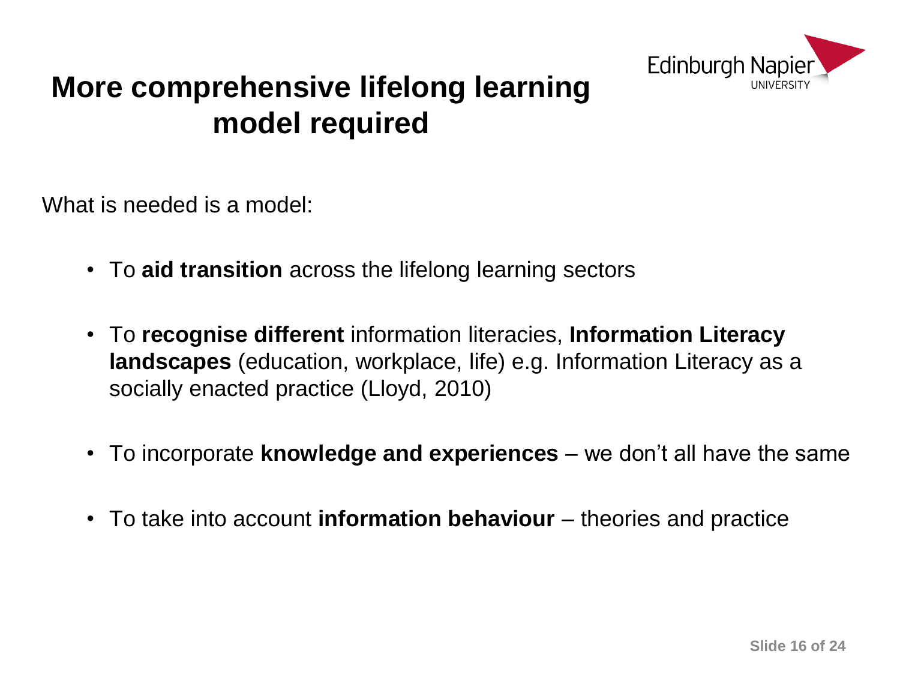# More comprehensive lifelong learning model required

What is needed is a model:

- To **aid transition** across the lifelong learning sectors
- To **recognise different** information literacies, **Information Literacy landscapes** (education, workplace, life) e.g. Information Literacy as a socially enacted practice (Lloyd, 2010)
- To incorporate **knowledge and experiences** – we don't all have the same
- To take into account **information behaviour** – theories and practice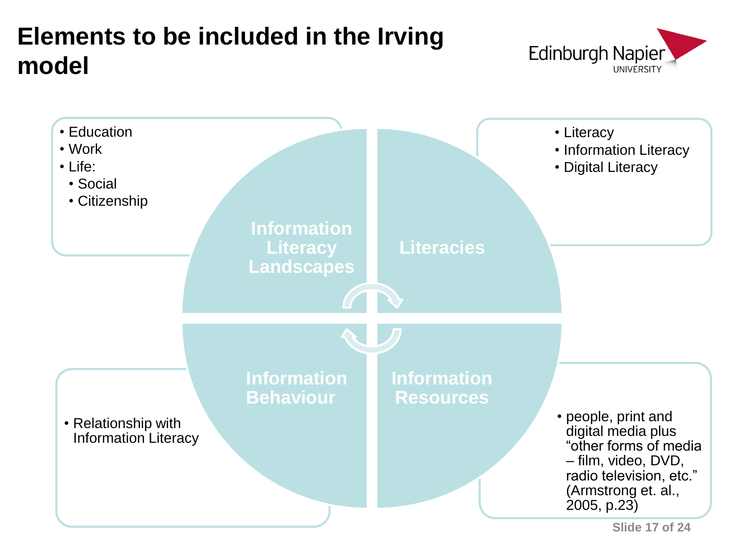# Elements to be included in the Irving model

## Information Literacy Landscapes

- Education
- Work
- Life:
  - Social
  - Citizenship

## Literacies

- Literacy
- Information Literacy
- Digital Literacy

## Information Behaviour

- Relationship with Information Literacy

## Information Resources

- people, print and digital media plus "other forms of media – film, video, DVD, radio television, etc." (Armstrong et. al., 2005, p.23)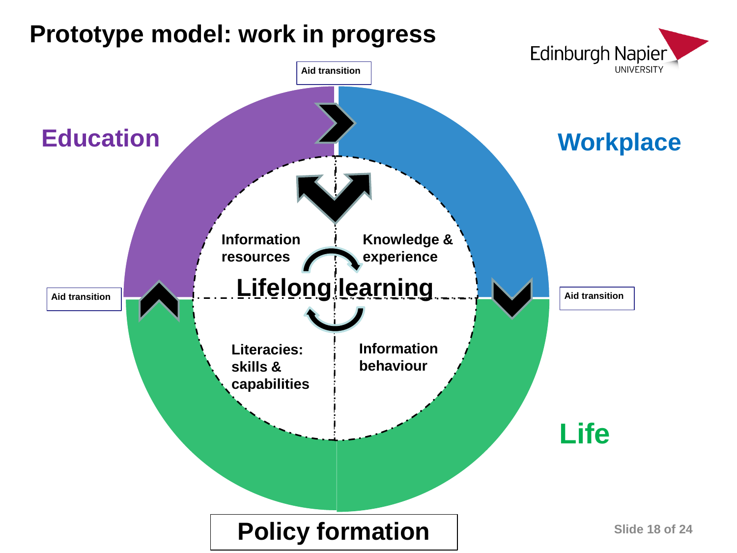# Prototype model: work in progress

Education

Workplace

Life

Aid transition

Aid transition

Aid transition

Information resources

Knowledge & experience

Lifelong learning

Literacies: skills & capabilities

Information behaviour

Policy formation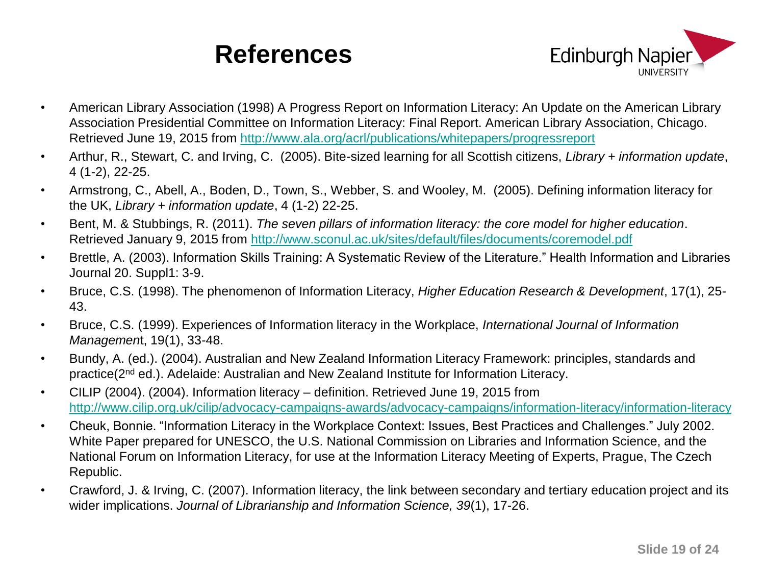# References

- American Library Association (1998) A Progress Report on Information Literacy: An Update on the American Library Association Presidential Committee on Information Literacy: Final Report. American Library Association, Chicago. Retrieved June 19, 2015 from http://www.ala.org/acrl/publications/whitepapers/progressreport
- Arthur, R., Stewart, C. and Irving, C. (2005). Bite-sized learning for all Scottish citizens, *Library + information update*, 4 (1-2), 22-25.
- Armstrong, C., Abell, A., Boden, D., Town, S., Webber, S. and Wooley, M. (2005). Defining information literacy for the UK, *Library + information update*, 4 (1-2) 22-25.
- Bent, M. & Stubbings, R. (2011). *The seven pillars of information literacy: the core model for higher education*. Retrieved January 9, 2015 from http://www.sconul.ac.uk/sites/default/files/documents/coremodel.pdf
- Brettle, A. (2003). Information Skills Training: A Systematic Review of the Literature." Health Information and Libraries Journal 20. Suppl1: 3-9.
- Bruce, C.S. (1998). The phenomenon of Information Literacy, *Higher Education Research & Development*, 17(1), 25-43.
- Bruce, C.S. (1999). Experiences of Information literacy in the Workplace, *International Journal of Information Management*, 19(1), 33-48.
- Bundy, A. (ed.). (2004). Australian and New Zealand Information Literacy Framework: principles, standards and practice(2nd ed.). Adelaide: Australian and New Zealand Institute for Information Literacy.
- CILIP (2004). (2004). Information literacy – definition. Retrieved June 19, 2015 from http://www.cilip.org.uk/cilip/advocacy-campaigns-awards/advocacy-campaigns/information-literacy/information-literacy
- Cheuk, Bonnie. "Information Literacy in the Workplace Context: Issues, Best Practices and Challenges." July 2002. White Paper prepared for UNESCO, the U.S. National Commission on Libraries and Information Science, and the National Forum on Information Literacy, for use at the Information Literacy Meeting of Experts, Prague, The Czech Republic.
- Crawford, J. & Irving, C. (2007). Information literacy, the link between secondary and tertiary education project and its wider implications. *Journal of Librarianship and Information Science, 39*(1), 17-26.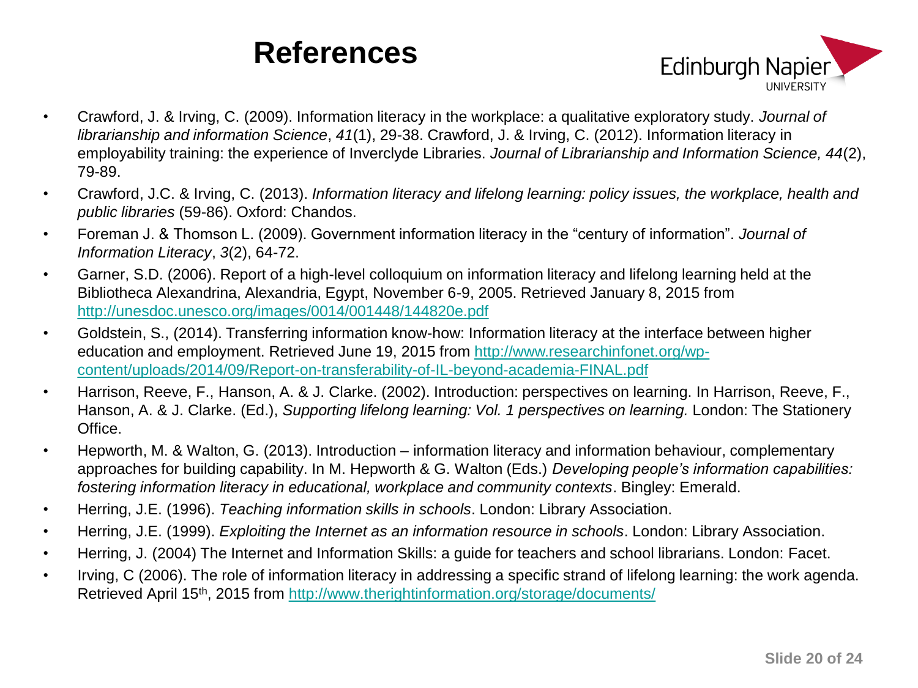# References

- Crawford, J. & Irving, C. (2009). Information literacy in the workplace: a qualitative exploratory study. *Journal of librarianship and information Science*, *41*(1), 29-38. Crawford, J. & Irving, C. (2012). Information literacy in employability training: the experience of Inverclyde Libraries. *Journal of Librarianship and Information Science, 44*(2), 79-89.
- Crawford, J.C. & Irving, C. (2013). *Information literacy and lifelong learning: policy issues, the workplace, health and public libraries* (59-86). Oxford: Chandos.
- Foreman J. & Thomson L. (2009). Government information literacy in the "century of information". *Journal of Information Literacy*, *3*(2), 64-72.
- Garner, S.D. (2006). Report of a high-level colloquium on information literacy and lifelong learning held at the Bibliotheca Alexandrina, Alexandria, Egypt, November 6-9, 2005. Retrieved January 8, 2015 from http://unesdoc.unesco.org/images/0014/001448/144820e.pdf
- Goldstein, S., (2014). Transferring information know-how: Information literacy at the interface between higher education and employment. Retrieved June 19, 2015 from http://www.researchinfonet.org/wp-content/uploads/2014/09/Report-on-transferability-of-IL-beyond-academia-FINAL.pdf
- Harrison, Reeve, F., Hanson, A. & J. Clarke. (2002). Introduction: perspectives on learning. In Harrison, Reeve, F., Hanson, A. & J. Clarke. (Ed.), *Supporting lifelong learning: Vol. 1 perspectives on learning.* London: The Stationery Office.
- Hepworth, M. & Walton, G. (2013). Introduction – information literacy and information behaviour, complementary approaches for building capability. In M. Hepworth & G. Walton (Eds.) *Developing people's information capabilities: fostering information literacy in educational, workplace and community contexts*. Bingley: Emerald.
- Herring, J.E. (1996). *Teaching information skills in schools*. London: Library Association.
- Herring, J.E. (1999). *Exploiting the Internet as an information resource in schools*. London: Library Association.
- Herring, J. (2004) The Internet and Information Skills: a guide for teachers and school librarians. London: Facet.
- Irving, C (2006). The role of information literacy in addressing a specific strand of lifelong learning: the work agenda. Retrieved April 15th, 2015 from http://www.therightinformation.org/storage/documents/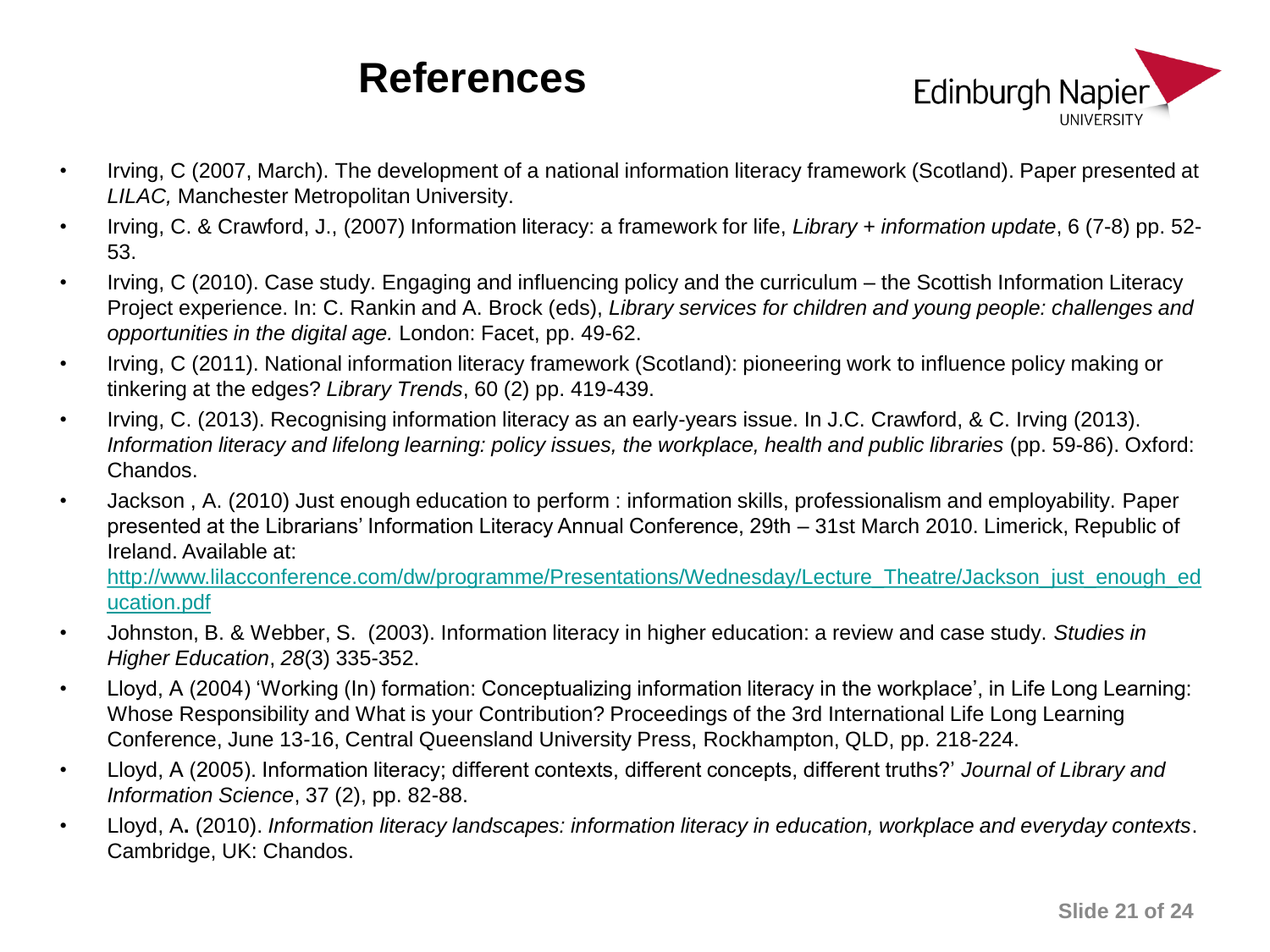# References

- Irving, C (2007, March). The development of a national information literacy framework (Scotland). Paper presented at *LILAC,* Manchester Metropolitan University.
- Irving, C. & Crawford, J., (2007) Information literacy: a framework for life, *Library + information update*, 6 (7-8) pp. 52-53.
- Irving, C (2010). Case study. Engaging and influencing policy and the curriculum – the Scottish Information Literacy Project experience. In: C. Rankin and A. Brock (eds), *Library services for children and young people: challenges and opportunities in the digital age.* London: Facet, pp. 49-62.
- Irving, C (2011). National information literacy framework (Scotland): pioneering work to influence policy making or tinkering at the edges? *Library Trends*, 60 (2) pp. 419-439.
- Irving, C. (2013). Recognising information literacy as an early-years issue. In J.C. Crawford, & C. Irving (2013). *Information literacy and lifelong learning: policy issues, the workplace, health and public libraries* (pp. 59-86). Oxford: Chandos.
- Jackson , A. (2010) Just enough education to perform : information skills, professionalism and employability. Paper presented at the Librarians' Information Literacy Annual Conference, 29th – 31st March 2010. Limerick, Republic of Ireland. Available at: http://www.lilacconference.com/dw/programme/Presentations/Wednesday/Lecture_Theatre/Jackson_just_enough_education.pdf
- Johnston, B. & Webber, S. (2003). Information literacy in higher education: a review and case study. *Studies in Higher Education*, *28*(3) 335-352.
- Lloyd, A (2004) 'Working (In) formation: Conceptualizing information literacy in the workplace', in Life Long Learning: Whose Responsibility and What is your Contribution? Proceedings of the 3rd International Life Long Learning Conference, June 13-16, Central Queensland University Press, Rockhampton, QLD, pp. 218-224.
- Lloyd, A (2005). Information literacy; different contexts, different concepts, different truths?' *Journal of Library and Information Science*, 37 (2), pp. 82-88.
- Lloyd, A**.** (2010). *Information literacy landscapes: information literacy in education, workplace and everyday contexts*. Cambridge, UK: Chandos.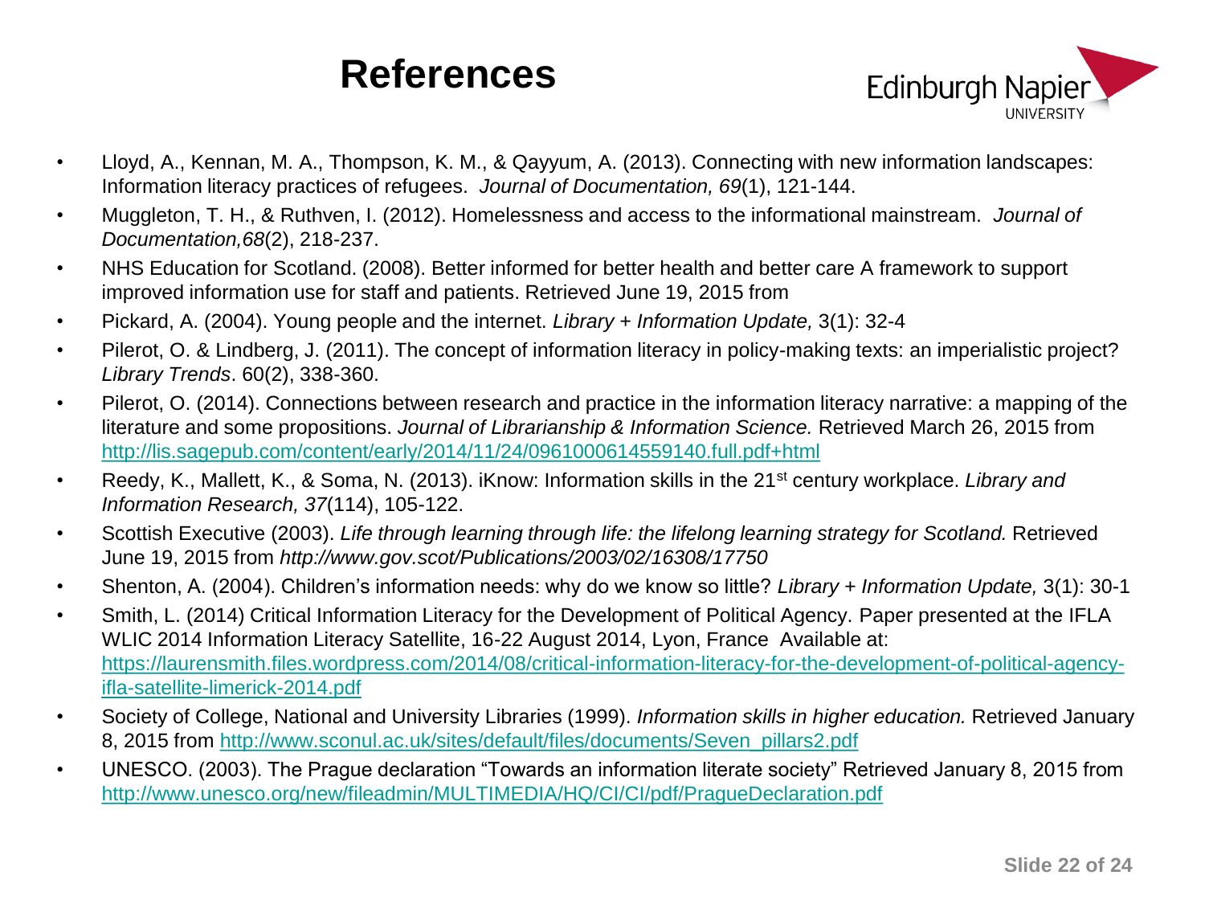# References

- Lloyd, A., Kennan, M. A., Thompson, K. M., & Qayyum, A. (2013). Connecting with new information landscapes: Information literacy practices of refugees. *Journal of Documentation, 69*(1), 121-144.
- Muggleton, T. H., & Ruthven, I. (2012). Homelessness and access to the informational mainstream. *Journal of Documentation,68*(2), 218-237.
- NHS Education for Scotland. (2008). Better informed for better health and better care A framework to support improved information use for staff and patients. Retrieved June 19, 2015 from
- Pickard, A. (2004). Young people and the internet. *Library + Information Update,* 3(1): 32-4
- Pilerot, O. & Lindberg, J. (2011). The concept of information literacy in policy-making texts: an imperialistic project? *Library Trends*. 60(2), 338-360.
- Pilerot, O. (2014). Connections between research and practice in the information literacy narrative: a mapping of the literature and some propositions. *Journal of Librarianship & Information Science.* Retrieved March 26, 2015 from http://lis.sagepub.com/content/early/2014/11/24/0961000614559140.full.pdf+html
- Reedy, K., Mallett, K., & Soma, N. (2013). iKnow: Information skills in the 21st century workplace. *Library and Information Research, 37*(114), 105-122.
- Scottish Executive (2003). *Life through learning through life: the lifelong learning strategy for Scotland.* Retrieved June 19, 2015 from *http://www.gov.scot/Publications/2003/02/16308/17750*
- Shenton, A. (2004). Children's information needs: why do we know so little? *Library + Information Update,* 3(1): 30-1
- Smith, L. (2014) Critical Information Literacy for the Development of Political Agency. Paper presented at the IFLA WLIC 2014 Information Literacy Satellite, 16-22 August 2014, Lyon, France Available at: https://laurensmith.files.wordpress.com/2014/08/critical-information-literacy-for-the-development-of-political-agency-ifla-satellite-limerick-2014.pdf
- Society of College, National and University Libraries (1999). *Information skills in higher education.* Retrieved January 8, 2015 from http://www.sconul.ac.uk/sites/default/files/documents/Seven_pillars2.pdf
- UNESCO. (2003). The Prague declaration "Towards an information literate society" Retrieved January 8, 2015 from http://www.unesco.org/new/fileadmin/MULTIMEDIA/HQ/CI/CI/pdf/PragueDeclaration.pdf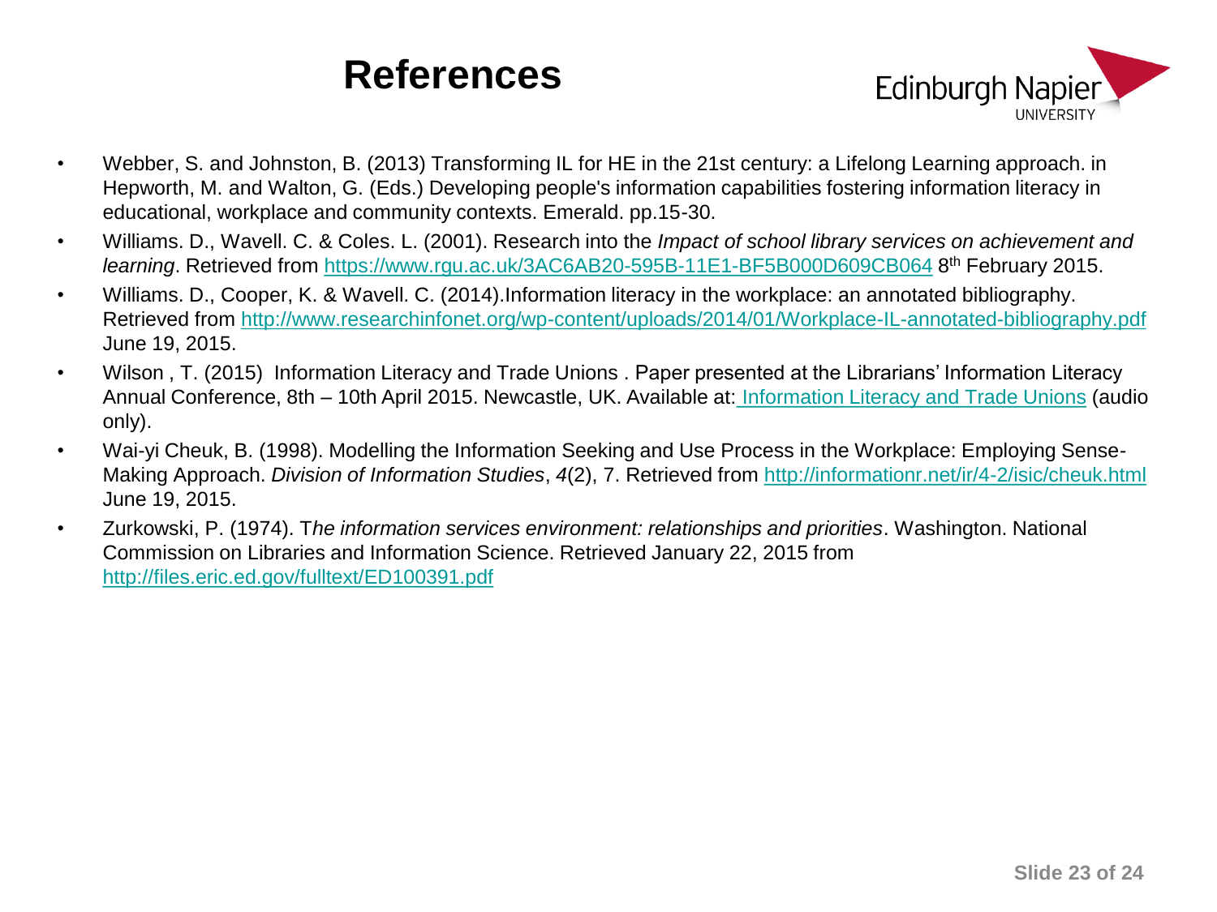# References

- Webber, S. and Johnston, B. (2013) Transforming IL for HE in the 21st century: a Lifelong Learning approach. in Hepworth, M. and Walton, G. (Eds.) Developing people's information capabilities fostering information literacy in educational, workplace and community contexts. Emerald. pp.15-30.
- Williams. D., Wavell. C. & Coles. L. (2001). Research into the *Impact of school library services on achievement and learning*. Retrieved from https://www.rgu.ac.uk/3AC6AB20-595B-11E1-BF5B000D609CB064 8th February 2015.
- Williams. D., Cooper, K. & Wavell. C. (2014).Information literacy in the workplace: an annotated bibliography. Retrieved from http://www.researchinfonet.org/wp-content/uploads/2014/01/Workplace-IL-annotated-bibliography.pdf June 19, 2015.
- Wilson , T. (2015) Information Literacy and Trade Unions . Paper presented at the Librarians' Information Literacy Annual Conference, 8th – 10th April 2015. Newcastle, UK. Available at: Information Literacy and Trade Unions (audio only).
- Wai-yi Cheuk, B. (1998). Modelling the Information Seeking and Use Process in the Workplace: Employing Sense-Making Approach. *Division of Information Studies*, *4*(2), 7. Retrieved from http://informationr.net/ir/4-2/isic/cheuk.html June 19, 2015.
- Zurkowski, P. (1974). T*he information services environment: relationships and priorities*. Washington. National Commission on Libraries and Information Science. Retrieved January 22, 2015 from http://files.eric.ed.gov/fulltext/ED100391.pdf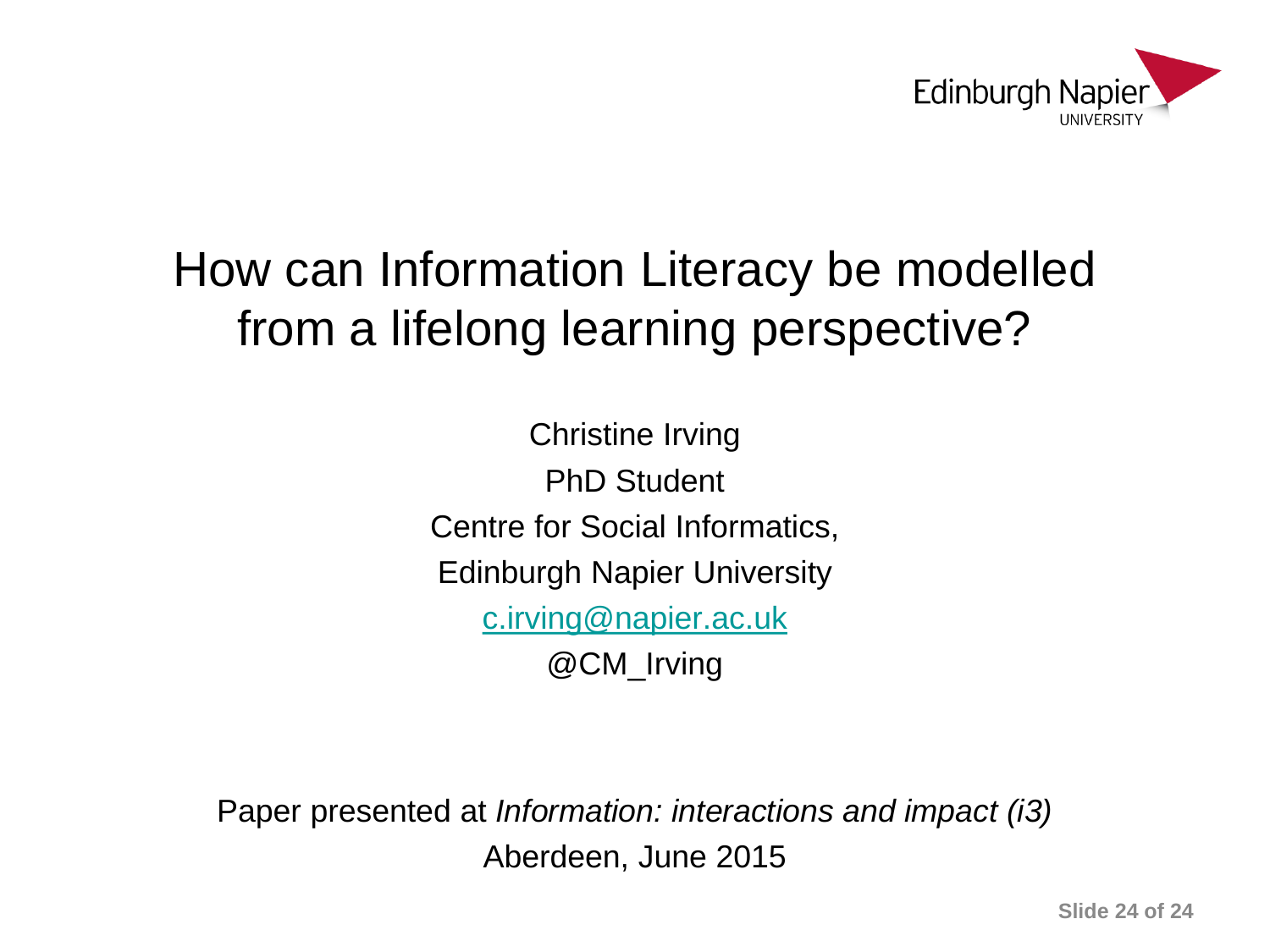Edinburgh Napier UNIVERSITY

# How can Information Literacy be modelled from a lifelong learning perspective?

Christine Irving

PhD Student

Centre for Social Informatics,

Edinburgh Napier University

c.irving@napier.ac.uk

@CM_Irving

Paper presented at *Information: interactions and impact (i3)*

Aberdeen, June 2015